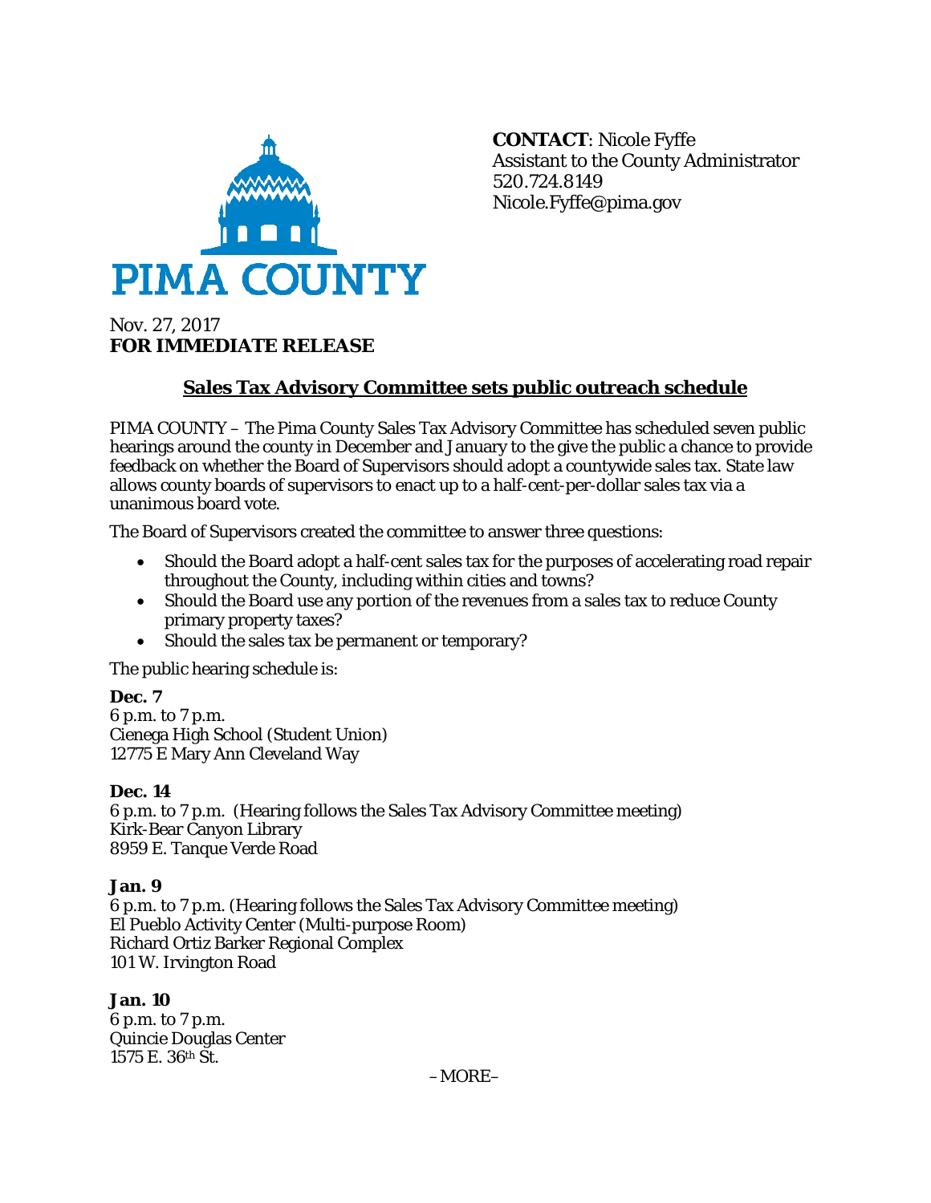PIMA COUNTY

**CONTACT**: Nicole Fyffe
Assistant to the County Administrator
520.724.8149
Nicole.Fyffe@pima.gov

Nov. 27, 2017
**FOR IMMEDIATE RELEASE**

## Sales Tax Advisory Committee sets public outreach schedule

PIMA COUNTY – The Pima County Sales Tax Advisory Committee has scheduled seven public hearings around the county in December and January to the give the public a chance to provide feedback on whether the Board of Supervisors should adopt a countywide sales tax. State law allows county boards of supervisors to enact up to a half-cent-per-dollar sales tax via a unanimous board vote.

The Board of Supervisors created the committee to answer three questions:

- Should the Board adopt a half-cent sales tax for the purposes of accelerating road repair throughout the County, including within cities and towns?
- Should the Board use any portion of the revenues from a sales tax to reduce County primary property taxes?
- Should the sales tax be permanent or temporary?

The public hearing schedule is:

**Dec. 7**
6 p.m. to 7 p.m.
Cienega High School (Student Union)
12775 E Mary Ann Cleveland Way

**Dec. 14**
6 p.m. to 7 p.m. (Hearing follows the Sales Tax Advisory Committee meeting)
Kirk-Bear Canyon Library
8959 E. Tanque Verde Road

**Jan. 9**
6 p.m. to 7 p.m. (Hearing follows the Sales Tax Advisory Committee meeting)
El Pueblo Activity Center (Multi-purpose Room)
Richard Ortiz Barker Regional Complex
101 W. Irvington Road

**Jan. 10**
6 p.m. to 7 p.m.
Quincie Douglas Center
1575 E. 36th St.

–MORE–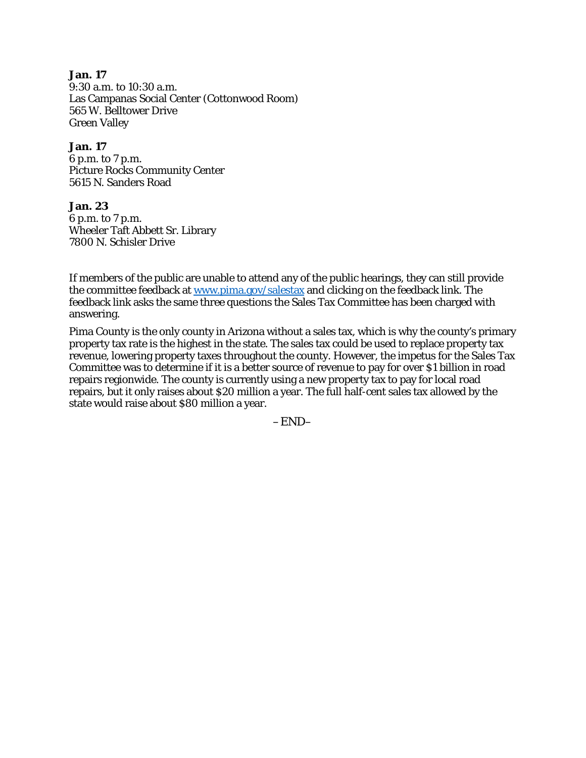**Jan. 17**
9:30 a.m. to 10:30 a.m.
Las Campanas Social Center (Cottonwood Room)
565 W. Belltower Drive
Green Valley

**Jan. 17**
6 p.m. to 7 p.m.
Picture Rocks Community Center
5615 N. Sanders Road

**Jan. 23**
6 p.m. to 7 p.m.
Wheeler Taft Abbett Sr. Library
7800 N. Schisler Drive

If members of the public are unable to attend any of the public hearings, they can still provide the committee feedback at [www.pima.gov/salestax](http://www.pima.gov/salestax) and clicking on the feedback link. The feedback link asks the same three questions the Sales Tax Committee has been charged with answering.

Pima County is the only county in Arizona without a sales tax, which is why the county's primary property tax rate is the highest in the state. The sales tax could be used to replace property tax revenue, lowering property taxes throughout the county. However, the impetus for the Sales Tax Committee was to determine if it is a better source of revenue to pay for over $1 billion in road repairs regionwide. The county is currently using a new property tax to pay for local road repairs, but it only raises about $20 million a year. The full half-cent sales tax allowed by the state would raise about $80 million a year.

–END–